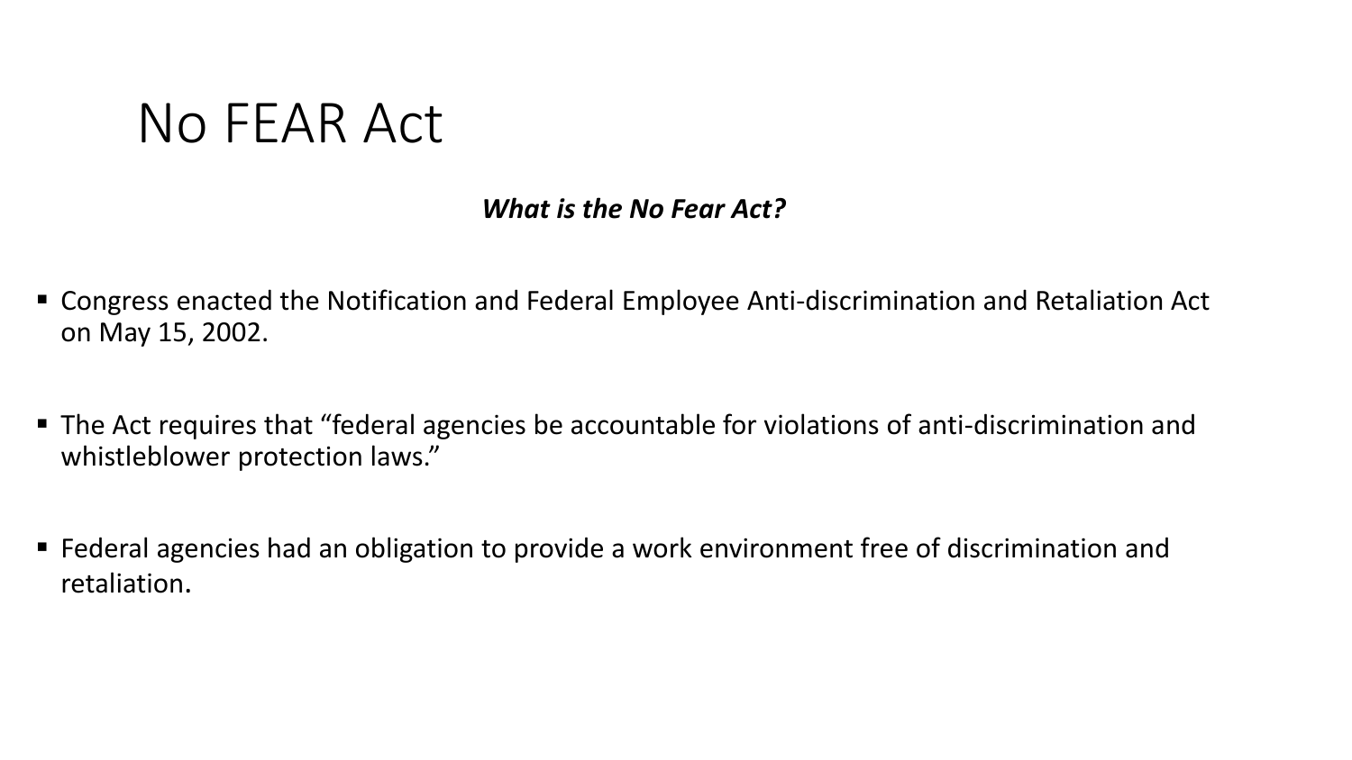# No FEAR Act

***What is the No Fear Act?***

- Congress enacted the Notification and Federal Employee Anti-discrimination and Retaliation Act on May 15, 2002.
- The Act requires that "federal agencies be accountable for violations of anti-discrimination and whistleblower protection laws."
- Federal agencies had an obligation to provide a work environment free of discrimination and retaliation.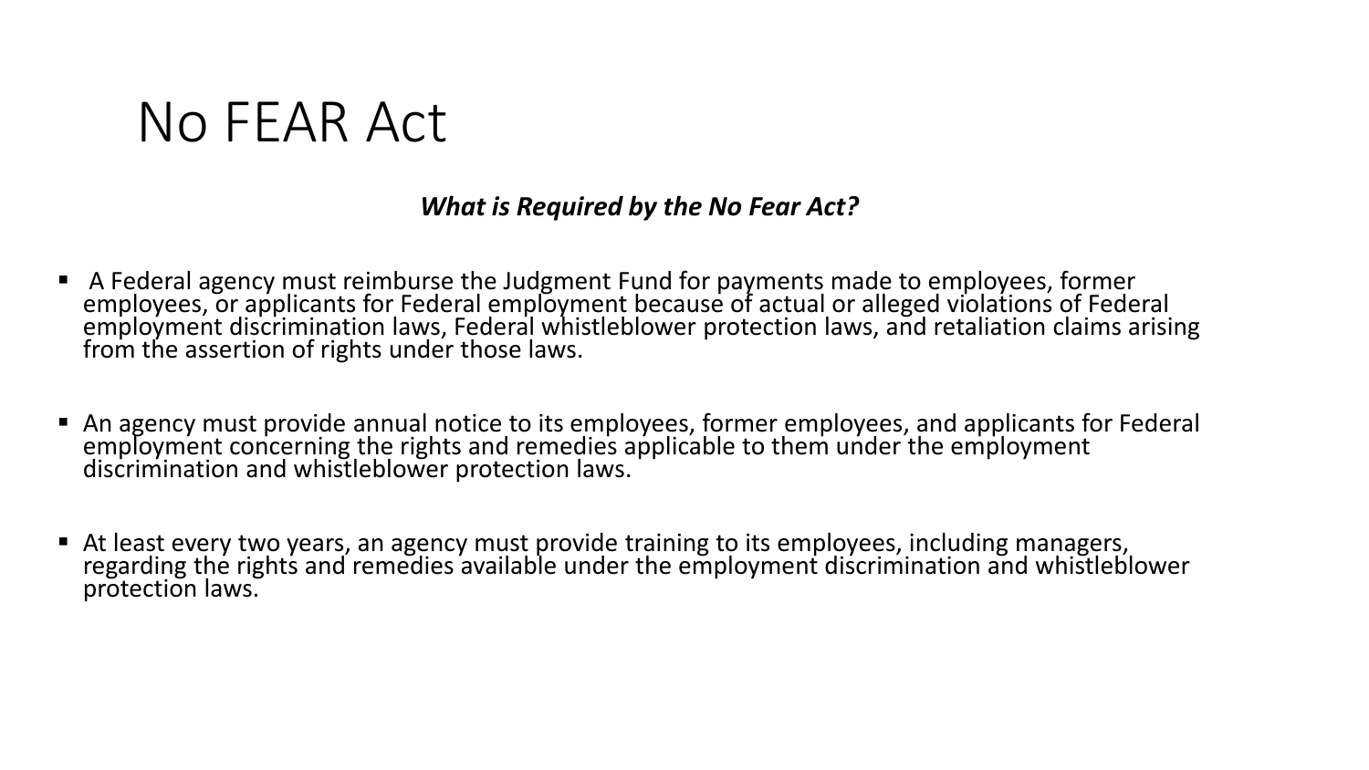# No FEAR Act

***What is Required by the No Fear Act?***

- A Federal agency must reimburse the Judgment Fund for payments made to employees, former employees, or applicants for Federal employment because of actual or alleged violations of Federal employment discrimination laws, Federal whistleblower protection laws, and retaliation claims arising from the assertion of rights under those laws.

- An agency must provide annual notice to its employees, former employees, and applicants for Federal employment concerning the rights and remedies applicable to them under the employment discrimination and whistleblower protection laws.

- At least every two years, an agency must provide training to its employees, including managers, regarding the rights and remedies available under the employment discrimination and whistleblower protection laws.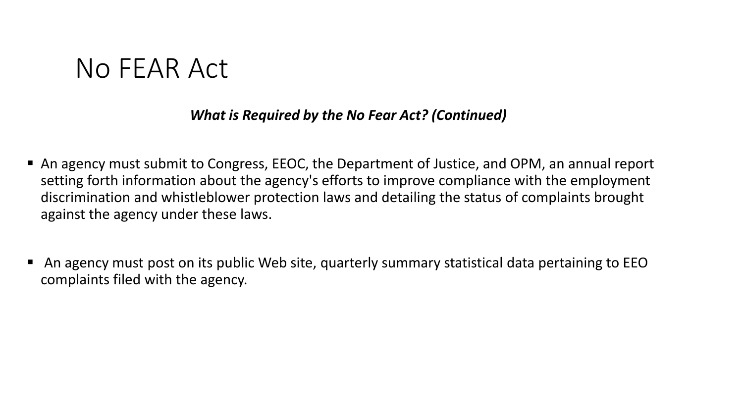# No FEAR Act

***What is Required by the No Fear Act? (Continued)***

- An agency must submit to Congress, EEOC, the Department of Justice, and OPM, an annual report setting forth information about the agency's efforts to improve compliance with the employment discrimination and whistleblower protection laws and detailing the status of complaints brought against the agency under these laws.

- An agency must post on its public Web site, quarterly summary statistical data pertaining to EEO complaints filed with the agency.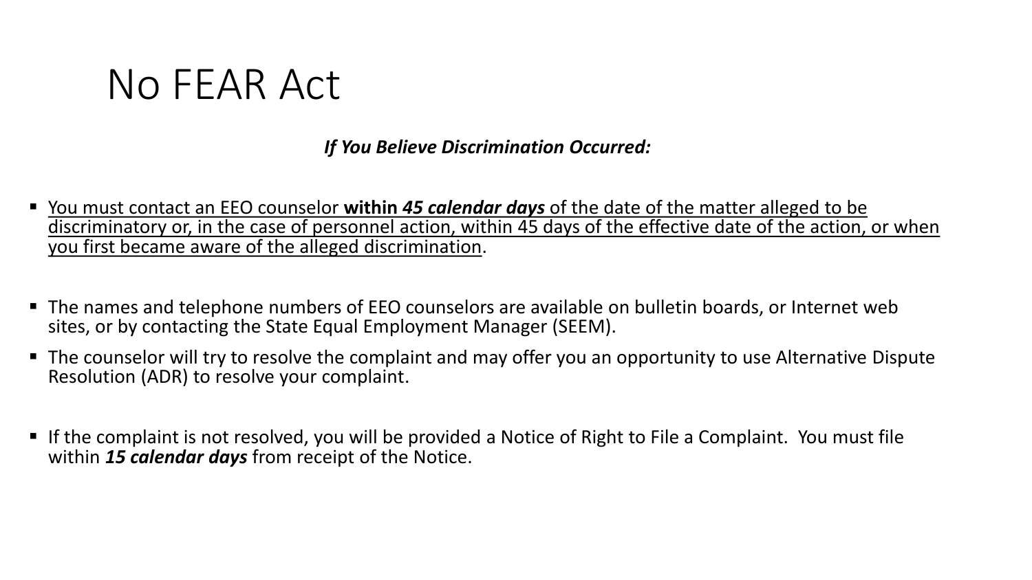# No FEAR Act

***If You Believe Discrimination Occurred:***

- <u>You must contact an EEO counselor **within *45 calendar days*** of the date of the matter alleged to be discriminatory or, in the case of personnel action, within 45 days of the effective date of the action, or when you first became aware of the alleged discrimination</u>.
- The names and telephone numbers of EEO counselors are available on bulletin boards, or Internet web sites, or by contacting the State Equal Employment Manager (SEEM).
- The counselor will try to resolve the complaint and may offer you an opportunity to use Alternative Dispute Resolution (ADR) to resolve your complaint.
- If the complaint is not resolved, you will be provided a Notice of Right to File a Complaint. You must file within ***15 calendar days*** from receipt of the Notice.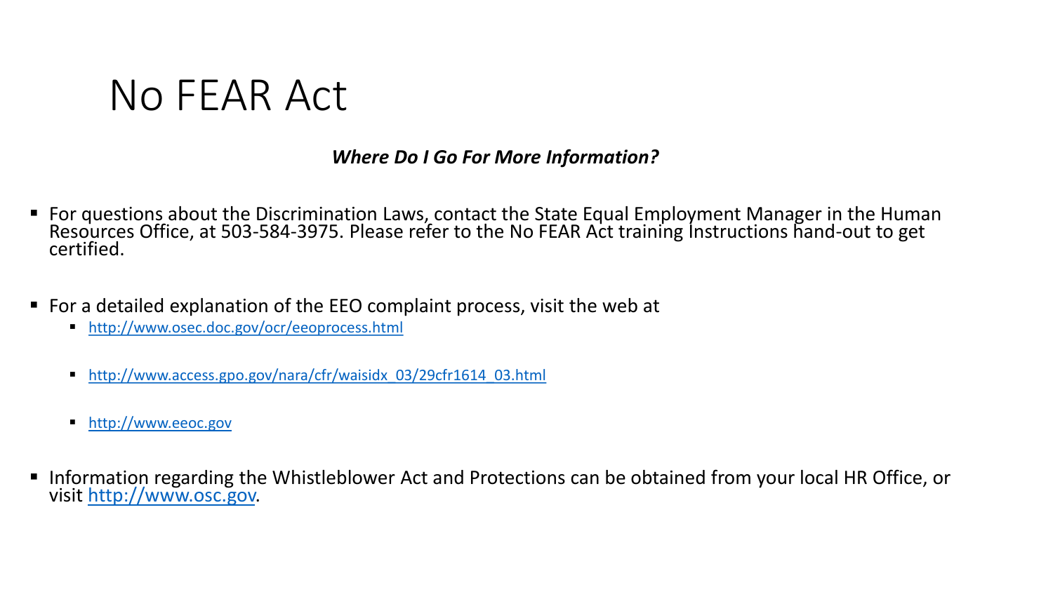# No FEAR Act

***Where Do I Go For More Information?***

- For questions about the Discrimination Laws, contact the State Equal Employment Manager in the Human Resources Office, at 503-584-3975. Please refer to the No FEAR Act training Instructions hand-out to get certified.

- For a detailed explanation of the EEO complaint process, visit the web at
  - http://www.osec.doc.gov/ocr/eeoprocess.html
  - http://www.access.gpo.gov/nara/cfr/waisidx_03/29cfr1614_03.html
  - http://www.eeoc.gov

- Information regarding the Whistleblower Act and Protections can be obtained from your local HR Office, or visit http://www.osc.gov.